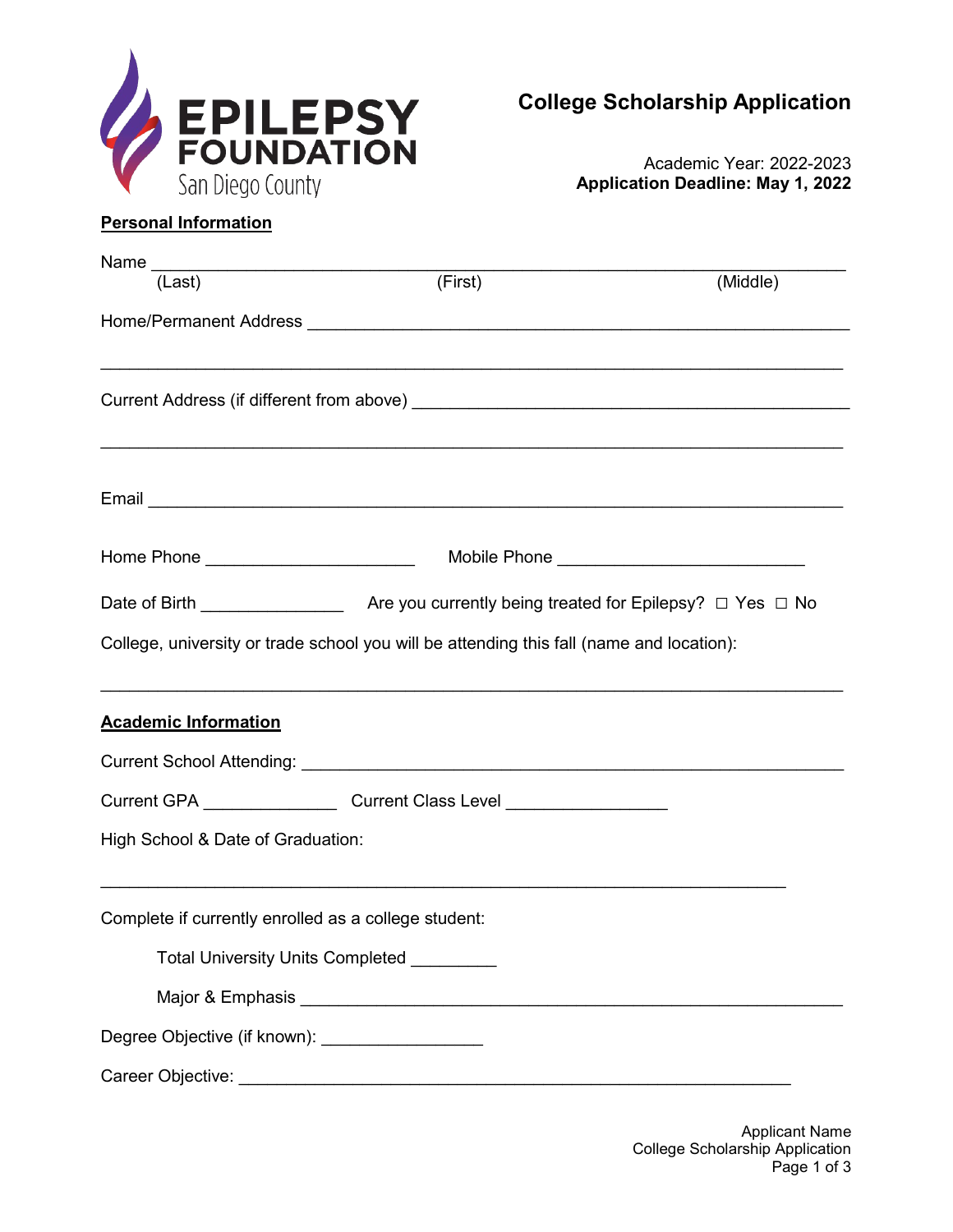EPILEPSY FOUNDATION
San Diego County

# College Scholarship Application

Academic Year: 2022-2023
**Application Deadline: May 1, 2022**

## Personal Information

Name ______________________________________________________________________
(Last) (First) (Middle)

Home/Permanent Address ____________________________________________________

__________________________________________________________________________

Current Address (if different from above) _____________________________________

__________________________________________________________________________

Email _____________________________________________________________________

Home Phone ____________________ Mobile Phone _______________________

Date of Birth ______________ Are you currently being treated for Epilepsy? ☐ Yes ☐ No

College, university or trade school you will be attending this fall (name and location):

__________________________________________________________________________

## Academic Information

Current School Attending: ___________________________________________________

Current GPA _____________ Current Class Level _______________

High School & Date of Graduation:

__________________________________________________________________________

Complete if currently enrolled as a college student:

Total University Units Completed _________

Major & Emphasis _______________________________________________________

Degree Objective (if known): _______________

Career Objective: _______________________________________________________

Applicant Name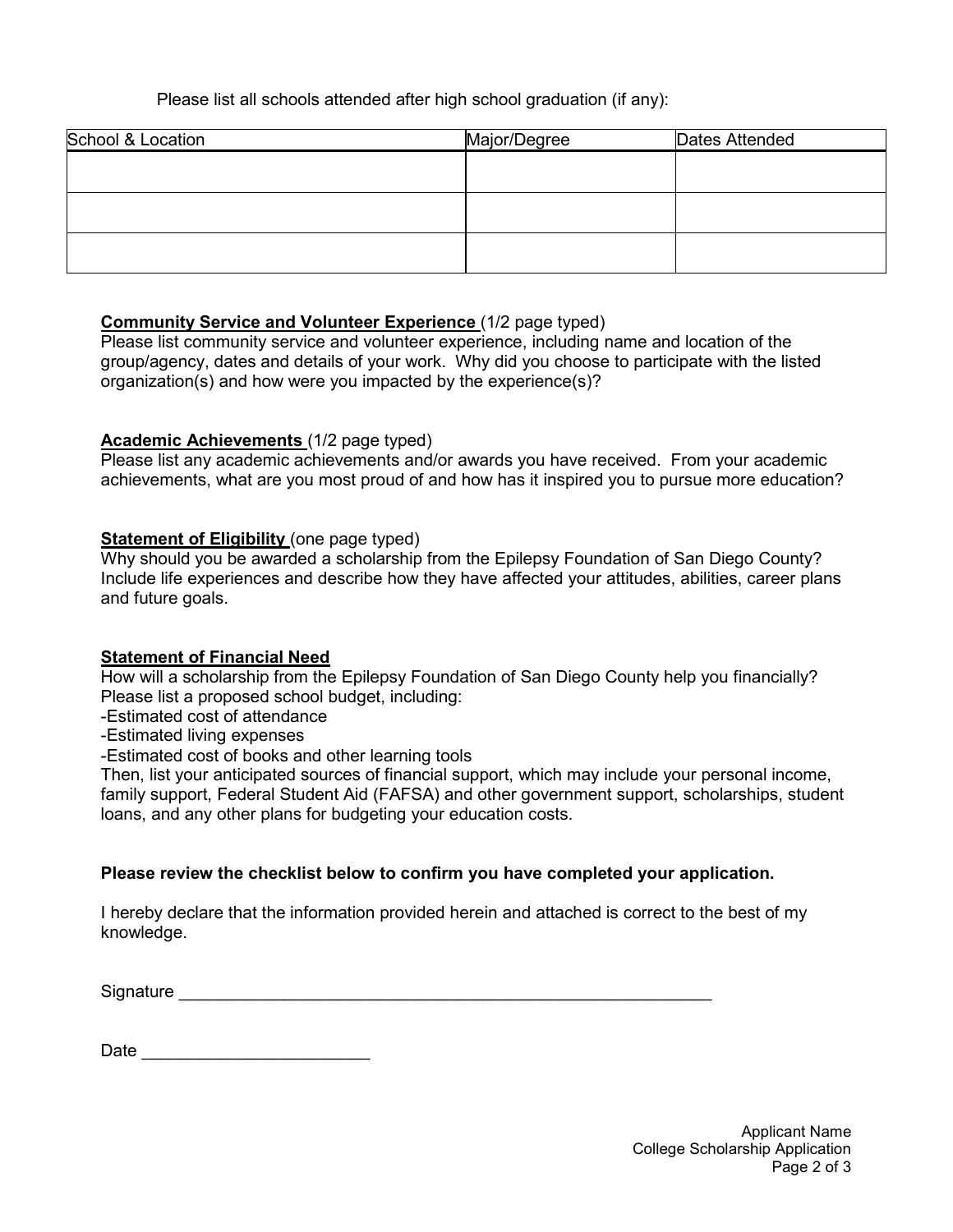Please list all schools attended after high school graduation (if any):

| School & Location | Major/Degree | Dates Attended |
|---|---|---|
| | | |
| | | |
| | | |

**Community Service and Volunteer Experience** (1/2 page typed)
Please list community service and volunteer experience, including name and location of the group/agency, dates and details of your work. Why did you choose to participate with the listed organization(s) and how were you impacted by the experience(s)?

**Academic Achievements** (1/2 page typed)
Please list any academic achievements and/or awards you have received. From your academic achievements, what are you most proud of and how has it inspired you to pursue more education?

**Statement of Eligibility** (one page typed)
Why should you be awarded a scholarship from the Epilepsy Foundation of San Diego County? Include life experiences and describe how they have affected your attitudes, abilities, career plans and future goals.

**Statement of Financial Need**
How will a scholarship from the Epilepsy Foundation of San Diego County help you financially? Please list a proposed school budget, including:
-Estimated cost of attendance
-Estimated living expenses
-Estimated cost of books and other learning tools
Then, list your anticipated sources of financial support, which may include your personal income, family support, Federal Student Aid (FAFSA) and other government support, scholarships, student loans, and any other plans for budgeting your education costs.

**Please review the checklist below to confirm you have completed your application.**

I hereby declare that the information provided herein and attached is correct to the best of my knowledge.

Signature ___________________________________________________________

Date ________________________

Applicant Name
College Scholarship Application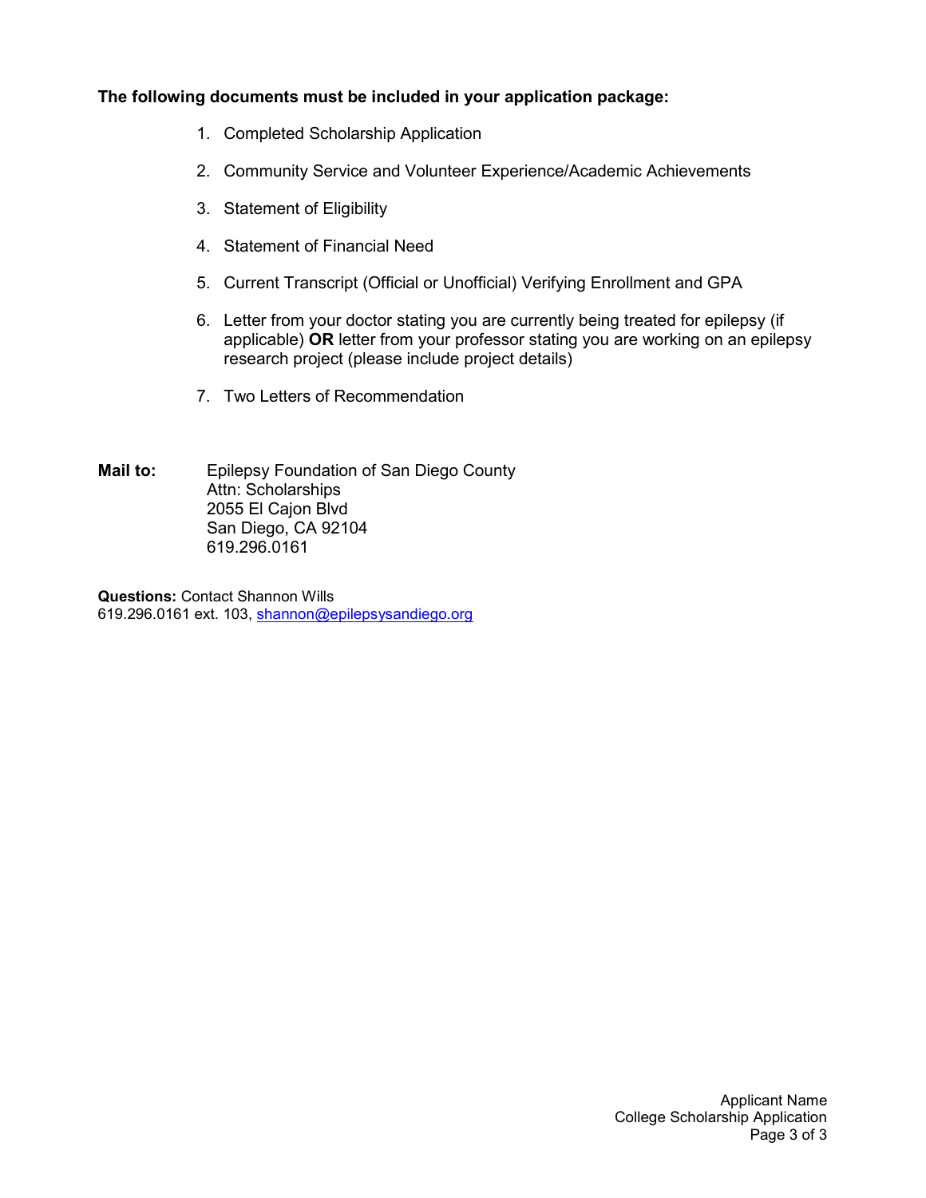**The following documents must be included in your application package:**

1. Completed Scholarship Application
2. Community Service and Volunteer Experience/Academic Achievements
3. Statement of Eligibility
4. Statement of Financial Need
5. Current Transcript (Official or Unofficial) Verifying Enrollment and GPA
6. Letter from your doctor stating you are currently being treated for epilepsy (if applicable) **OR** letter from your professor stating you are working on an epilepsy research project (please include project details)
7. Two Letters of Recommendation

**Mail to:**

Epilepsy Foundation of San Diego County
Attn: Scholarships
2055 El Cajon Blvd
San Diego, CA 92104
619.296.0161

**Questions:** Contact Shannon Wills
619.296.0161 ext. 103, shannon@epilepsysandiego.org